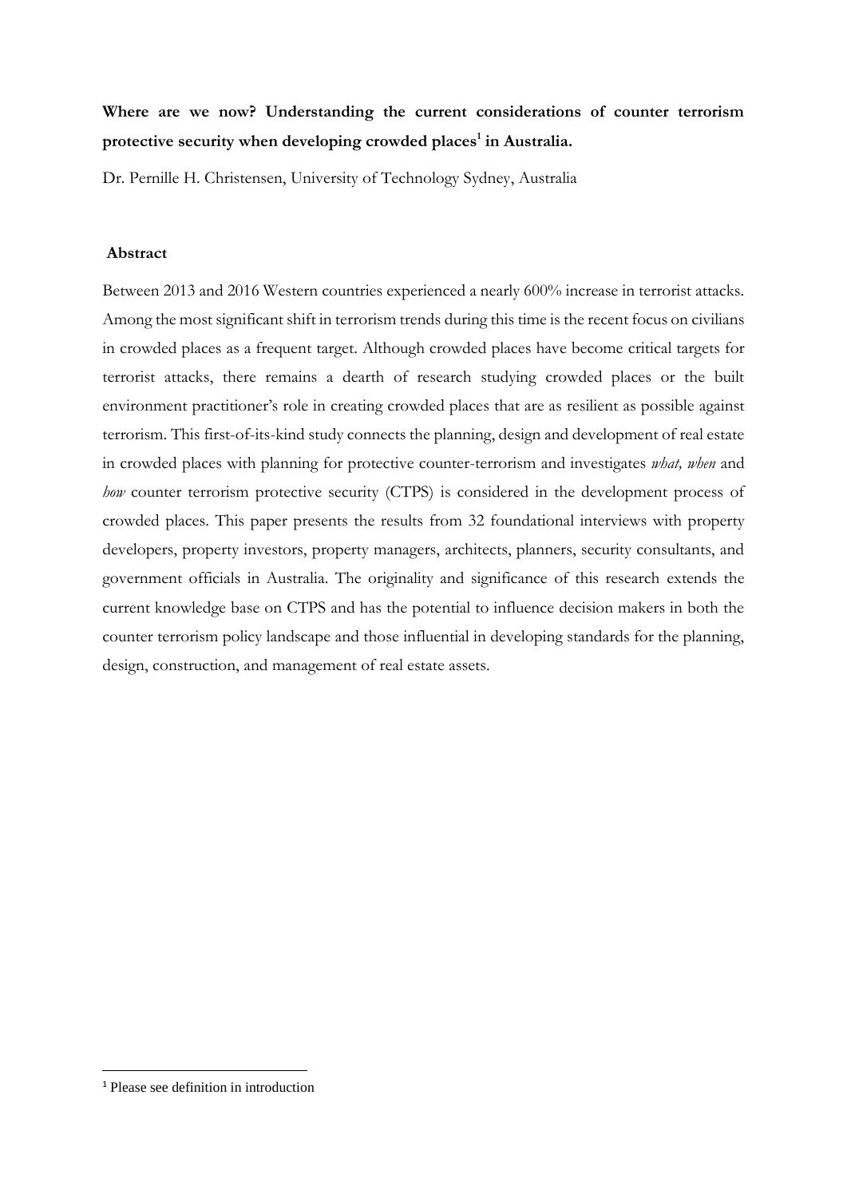# Where are we now? Understanding the current considerations of counter terrorism protective security when developing crowded places[1] in Australia.

Dr. Pernille H. Christensen, University of Technology Sydney, Australia

## Abstract

Between 2013 and 2016 Western countries experienced a nearly 600% increase in terrorist attacks. Among the most significant shift in terrorism trends during this time is the recent focus on civilians in crowded places as a frequent target. Although crowded places have become critical targets for terrorist attacks, there remains a dearth of research studying crowded places or the built environment practitioner's role in creating crowded places that are as resilient as possible against terrorism. This first-of-its-kind study connects the planning, design and development of real estate in crowded places with planning for protective counter-terrorism and investigates *what, when* and *how* counter terrorism protective security (CTPS) is considered in the development process of crowded places. This paper presents the results from 32 foundational interviews with property developers, property investors, property managers, architects, planners, security consultants, and government officials in Australia. The originality and significance of this research extends the current knowledge base on CTPS and has the potential to influence decision makers in both the counter terrorism policy landscape and those influential in developing standards for the planning, design, construction, and management of real estate assets.

---

[1] Please see definition in introduction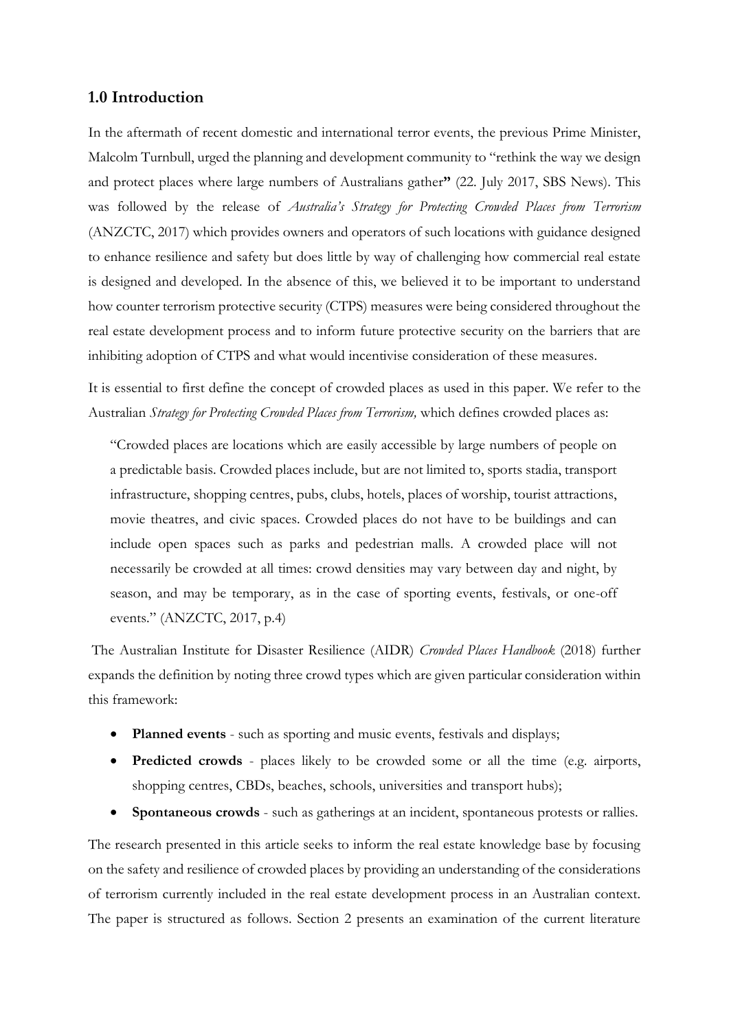## 1.0 Introduction

In the aftermath of recent domestic and international terror events, the previous Prime Minister, Malcolm Turnbull, urged the planning and development community to "rethink the way we design and protect places where large numbers of Australians gather**"** (22. July 2017, SBS News). This was followed by the release of *Australia's Strategy for Protecting Crowded Places from Terrorism* (ANZCTC, 2017) which provides owners and operators of such locations with guidance designed to enhance resilience and safety but does little by way of challenging how commercial real estate is designed and developed. In the absence of this, we believed it to be important to understand how counter terrorism protective security (CTPS) measures were being considered throughout the real estate development process and to inform future protective security on the barriers that are inhibiting adoption of CTPS and what would incentivise consideration of these measures.

It is essential to first define the concept of crowded places as used in this paper. We refer to the Australian *Strategy for Protecting Crowded Places from Terrorism,* which defines crowded places as:

> "Crowded places are locations which are easily accessible by large numbers of people on a predictable basis. Crowded places include, but are not limited to, sports stadia, transport infrastructure, shopping centres, pubs, clubs, hotels, places of worship, tourist attractions, movie theatres, and civic spaces. Crowded places do not have to be buildings and can include open spaces such as parks and pedestrian malls. A crowded place will not necessarily be crowded at all times: crowd densities may vary between day and night, by season, and may be temporary, as in the case of sporting events, festivals, or one-off events." (ANZCTC, 2017, p.4)

The Australian Institute for Disaster Resilience (AIDR) *Crowded Places Handbook* (2018) further expands the definition by noting three crowd types which are given particular consideration within this framework:

- **Planned events** - such as sporting and music events, festivals and displays;
- **Predicted crowds** - places likely to be crowded some or all the time (e.g. airports, shopping centres, CBDs, beaches, schools, universities and transport hubs);
- **Spontaneous crowds** - such as gatherings at an incident, spontaneous protests or rallies.

The research presented in this article seeks to inform the real estate knowledge base by focusing on the safety and resilience of crowded places by providing an understanding of the considerations of terrorism currently included in the real estate development process in an Australian context. The paper is structured as follows. Section 2 presents an examination of the current literature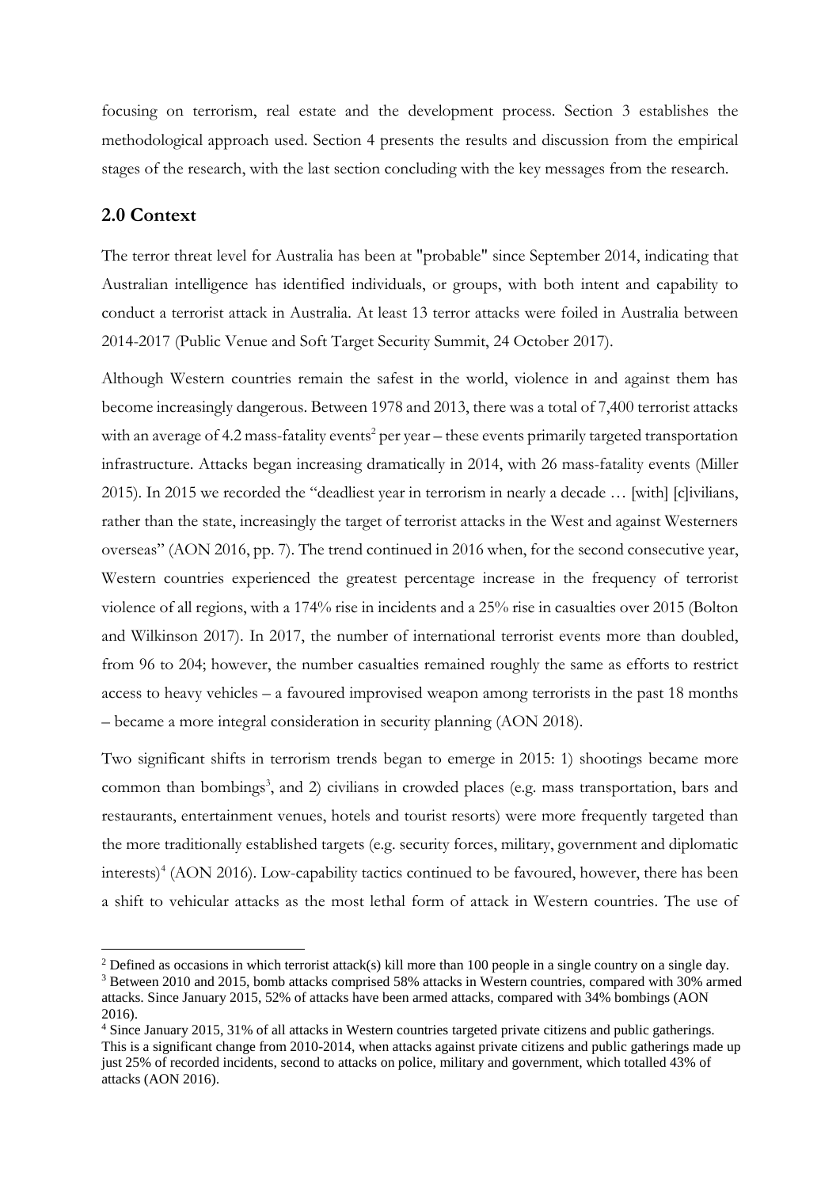focusing on terrorism, real estate and the development process. Section 3 establishes the methodological approach used. Section 4 presents the results and discussion from the empirical stages of the research, with the last section concluding with the key messages from the research.

## 2.0 Context

The terror threat level for Australia has been at "probable" since September 2014, indicating that Australian intelligence has identified individuals, or groups, with both intent and capability to conduct a terrorist attack in Australia. At least 13 terror attacks were foiled in Australia between 2014-2017 (Public Venue and Soft Target Security Summit, 24 October 2017).

Although Western countries remain the safest in the world, violence in and against them has become increasingly dangerous. Between 1978 and 2013, there was a total of 7,400 terrorist attacks with an average of 4.2 mass-fatality events[2] per year – these events primarily targeted transportation infrastructure. Attacks began increasing dramatically in 2014, with 26 mass-fatality events (Miller 2015). In 2015 we recorded the "deadliest year in terrorism in nearly a decade … [with] [c]ivilians, rather than the state, increasingly the target of terrorist attacks in the West and against Westerners overseas" (AON 2016, pp. 7). The trend continued in 2016 when, for the second consecutive year, Western countries experienced the greatest percentage increase in the frequency of terrorist violence of all regions, with a 174% rise in incidents and a 25% rise in casualties over 2015 (Bolton and Wilkinson 2017). In 2017, the number of international terrorist events more than doubled, from 96 to 204; however, the number casualties remained roughly the same as efforts to restrict access to heavy vehicles – a favoured improvised weapon among terrorists in the past 18 months – became a more integral consideration in security planning (AON 2018).

Two significant shifts in terrorism trends began to emerge in 2015: 1) shootings became more common than bombings[3], and 2) civilians in crowded places (e.g. mass transportation, bars and restaurants, entertainment venues, hotels and tourist resorts) were more frequently targeted than the more traditionally established targets (e.g. security forces, military, government and diplomatic interests)[4] (AON 2016). Low-capability tactics continued to be favoured, however, there has been a shift to vehicular attacks as the most lethal form of attack in Western countries. The use of

---

[2] Defined as occasions in which terrorist attack(s) kill more than 100 people in a single country on a single day.

[3] Between 2010 and 2015, bomb attacks comprised 58% attacks in Western countries, compared with 30% armed attacks. Since January 2015, 52% of attacks have been armed attacks, compared with 34% bombings (AON 2016).

[4] Since January 2015, 31% of all attacks in Western countries targeted private citizens and public gatherings. This is a significant change from 2010-2014, when attacks against private citizens and public gatherings made up just 25% of recorded incidents, second to attacks on police, military and government, which totalled 43% of attacks (AON 2016).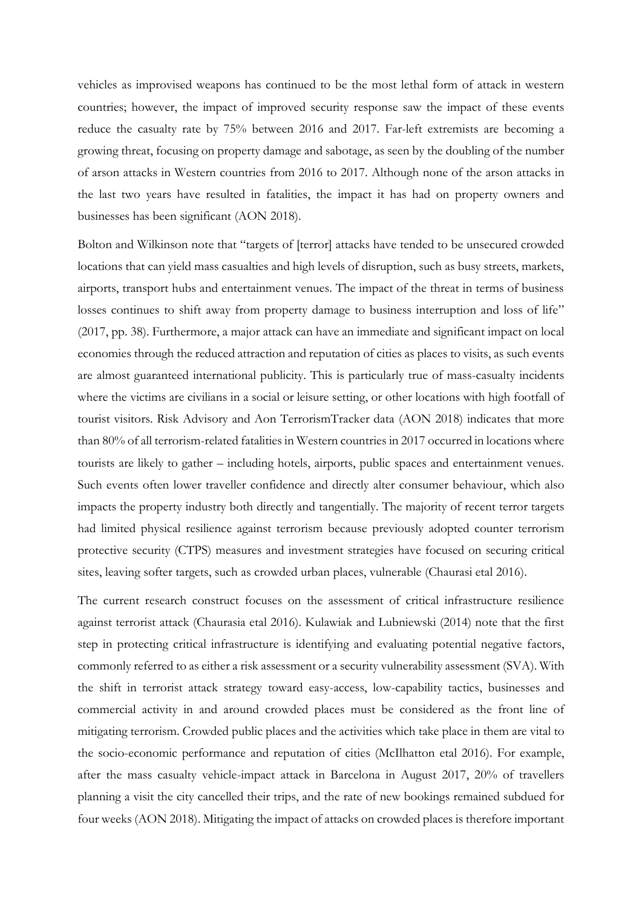vehicles as improvised weapons has continued to be the most lethal form of attack in western countries; however, the impact of improved security response saw the impact of these events reduce the casualty rate by 75% between 2016 and 2017. Far-left extremists are becoming a growing threat, focusing on property damage and sabotage, as seen by the doubling of the number of arson attacks in Western countries from 2016 to 2017. Although none of the arson attacks in the last two years have resulted in fatalities, the impact it has had on property owners and businesses has been significant (AON 2018).

Bolton and Wilkinson note that "targets of [terror] attacks have tended to be unsecured crowded locations that can yield mass casualties and high levels of disruption, such as busy streets, markets, airports, transport hubs and entertainment venues. The impact of the threat in terms of business losses continues to shift away from property damage to business interruption and loss of life" (2017, pp. 38). Furthermore, a major attack can have an immediate and significant impact on local economies through the reduced attraction and reputation of cities as places to visits, as such events are almost guaranteed international publicity. This is particularly true of mass-casualty incidents where the victims are civilians in a social or leisure setting, or other locations with high footfall of tourist visitors. Risk Advisory and Aon TerrorismTracker data (AON 2018) indicates that more than 80% of all terrorism-related fatalities in Western countries in 2017 occurred in locations where tourists are likely to gather – including hotels, airports, public spaces and entertainment venues. Such events often lower traveller confidence and directly alter consumer behaviour, which also impacts the property industry both directly and tangentially. The majority of recent terror targets had limited physical resilience against terrorism because previously adopted counter terrorism protective security (CTPS) measures and investment strategies have focused on securing critical sites, leaving softer targets, such as crowded urban places, vulnerable (Chaurasi etal 2016).

The current research construct focuses on the assessment of critical infrastructure resilience against terrorist attack (Chaurasia etal 2016). Kulawiak and Lubniewski (2014) note that the first step in protecting critical infrastructure is identifying and evaluating potential negative factors, commonly referred to as either a risk assessment or a security vulnerability assessment (SVA). With the shift in terrorist attack strategy toward easy-access, low-capability tactics, businesses and commercial activity in and around crowded places must be considered as the front line of mitigating terrorism. Crowded public places and the activities which take place in them are vital to the socio-economic performance and reputation of cities (McIlhatton etal 2016). For example, after the mass casualty vehicle-impact attack in Barcelona in August 2017, 20% of travellers planning a visit the city cancelled their trips, and the rate of new bookings remained subdued for four weeks (AON 2018). Mitigating the impact of attacks on crowded places is therefore important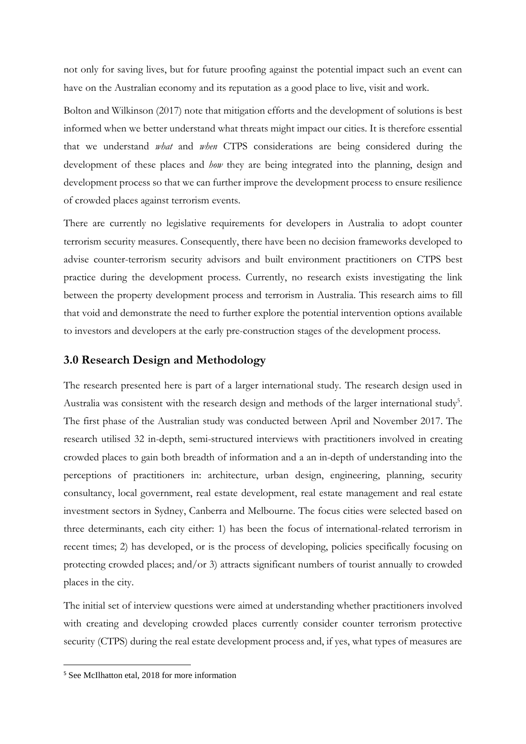not only for saving lives, but for future proofing against the potential impact such an event can have on the Australian economy and its reputation as a good place to live, visit and work.

Bolton and Wilkinson (2017) note that mitigation efforts and the development of solutions is best informed when we better understand what threats might impact our cities. It is therefore essential that we understand *what* and *when* CTPS considerations are being considered during the development of these places and *how* they are being integrated into the planning, design and development process so that we can further improve the development process to ensure resilience of crowded places against terrorism events.

There are currently no legislative requirements for developers in Australia to adopt counter terrorism security measures. Consequently, there have been no decision frameworks developed to advise counter-terrorism security advisors and built environment practitioners on CTPS best practice during the development process. Currently, no research exists investigating the link between the property development process and terrorism in Australia. This research aims to fill that void and demonstrate the need to further explore the potential intervention options available to investors and developers at the early pre-construction stages of the development process.

## 3.0 Research Design and Methodology

The research presented here is part of a larger international study. The research design used in Australia was consistent with the research design and methods of the larger international study[5]. The first phase of the Australian study was conducted between April and November 2017. The research utilised 32 in-depth, semi-structured interviews with practitioners involved in creating crowded places to gain both breadth of information and a an in-depth of understanding into the perceptions of practitioners in: architecture, urban design, engineering, planning, security consultancy, local government, real estate development, real estate management and real estate investment sectors in Sydney, Canberra and Melbourne. The focus cities were selected based on three determinants, each city either: 1) has been the focus of international-related terrorism in recent times; 2) has developed, or is the process of developing, policies specifically focusing on protecting crowded places; and/or 3) attracts significant numbers of tourist annually to crowded places in the city.

The initial set of interview questions were aimed at understanding whether practitioners involved with creating and developing crowded places currently consider counter terrorism protective security (CTPS) during the real estate development process and, if yes, what types of measures are

[5] See McIlhatton etal, 2018 for more information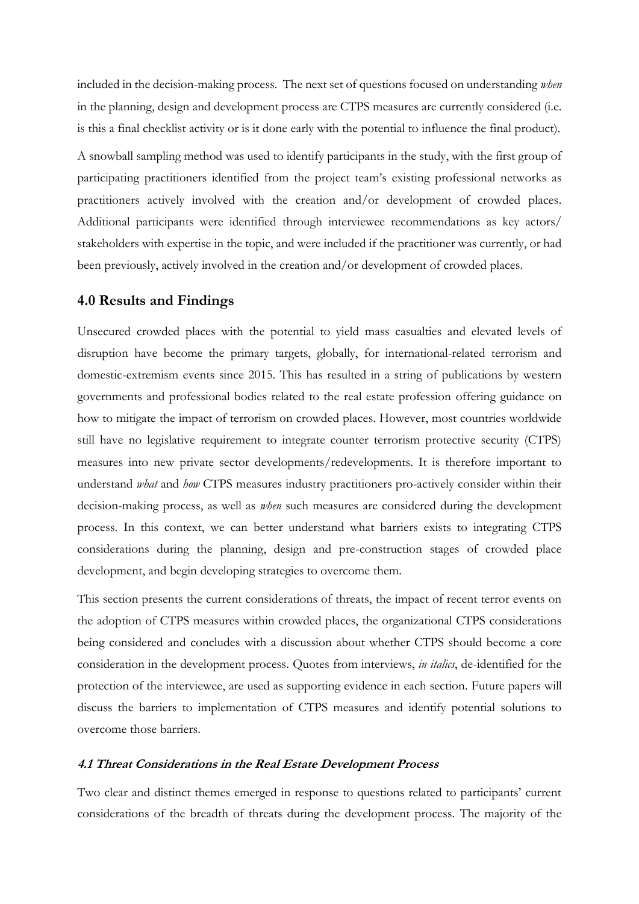included in the decision-making process. The next set of questions focused on understanding *when* in the planning, design and development process are CTPS measures are currently considered (i.e. is this a final checklist activity or is it done early with the potential to influence the final product).

A snowball sampling method was used to identify participants in the study, with the first group of participating practitioners identified from the project team's existing professional networks as practitioners actively involved with the creation and/or development of crowded places. Additional participants were identified through interviewee recommendations as key actors/ stakeholders with expertise in the topic, and were included if the practitioner was currently, or had been previously, actively involved in the creation and/or development of crowded places.

## 4.0 Results and Findings

Unsecured crowded places with the potential to yield mass casualties and elevated levels of disruption have become the primary targets, globally, for international-related terrorism and domestic-extremism events since 2015. This has resulted in a string of publications by western governments and professional bodies related to the real estate profession offering guidance on how to mitigate the impact of terrorism on crowded places. However, most countries worldwide still have no legislative requirement to integrate counter terrorism protective security (CTPS) measures into new private sector developments/redevelopments. It is therefore important to understand *what* and *how* CTPS measures industry practitioners pro-actively consider within their decision-making process, as well as *when* such measures are considered during the development process. In this context, we can better understand what barriers exists to integrating CTPS considerations during the planning, design and pre-construction stages of crowded place development, and begin developing strategies to overcome them.

This section presents the current considerations of threats, the impact of recent terror events on the adoption of CTPS measures within crowded places, the organizational CTPS considerations being considered and concludes with a discussion about whether CTPS should become a core consideration in the development process. Quotes from interviews, *in italics*, de-identified for the protection of the interviewee, are used as supporting evidence in each section. Future papers will discuss the barriers to implementation of CTPS measures and identify potential solutions to overcome those barriers.

### *4.1 Threat Considerations in the Real Estate Development Process*

Two clear and distinct themes emerged in response to questions related to participants' current considerations of the breadth of threats during the development process. The majority of the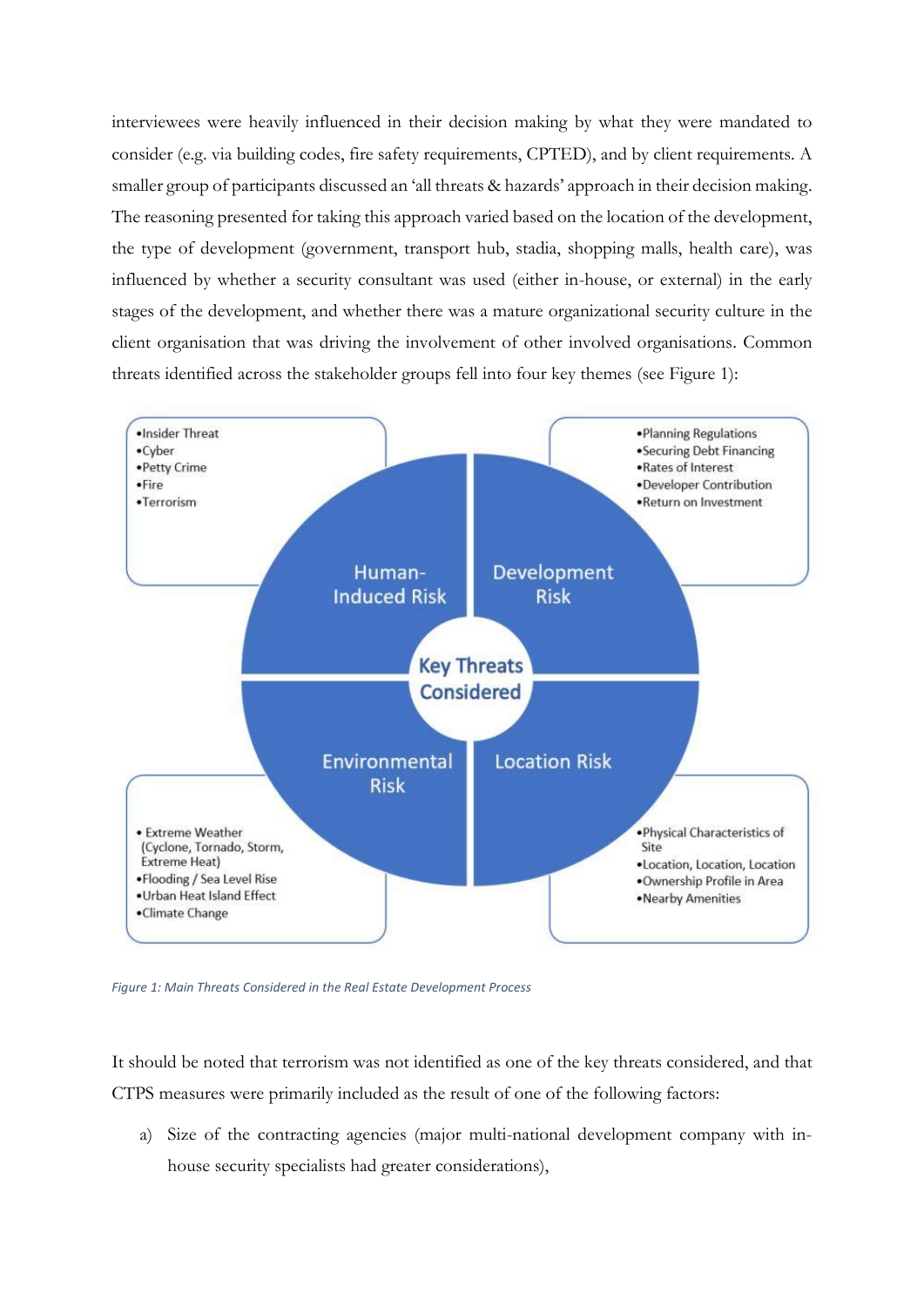interviewees were heavily influenced in their decision making by what they were mandated to consider (e.g. via building codes, fire safety requirements, CPTED), and by client requirements. A smaller group of participants discussed an 'all threats & hazards' approach in their decision making. The reasoning presented for taking this approach varied based on the location of the development, the type of development (government, transport hub, stadia, shopping malls, health care), was influenced by whether a security consultant was used (either in-house, or external) in the early stages of the development, and whether there was a mature organizational security culture in the client organisation that was driving the involvement of other involved organisations. Common threats identified across the stakeholder groups fell into four key themes (see Figure 1):

**Key Threats Considered**

**Human-Induced Risk**
- Insider Threat
- Cyber
- Petty Crime
- Fire
- Terrorism

**Development Risk**
- Planning Regulations
- Securing Debt Financing
- Rates of Interest
- Developer Contribution
- Return on Investment

**Environmental Risk**
- Extreme Weather (Cyclone, Tornado, Storm, Extreme Heat)
- Flooding / Sea Level Rise
- Urban Heat Island Effect
- Climate Change

**Location Risk**
- Physical Characteristics of Site
- Location, Location, Location
- Ownership Profile in Area
- Nearby Amenities

*Figure 1: Main Threats Considered in the Real Estate Development Process*

It should be noted that terrorism was not identified as one of the key threats considered, and that CTPS measures were primarily included as the result of one of the following factors:

a) Size of the contracting agencies (major multi-national development company with in-house security specialists had greater considerations),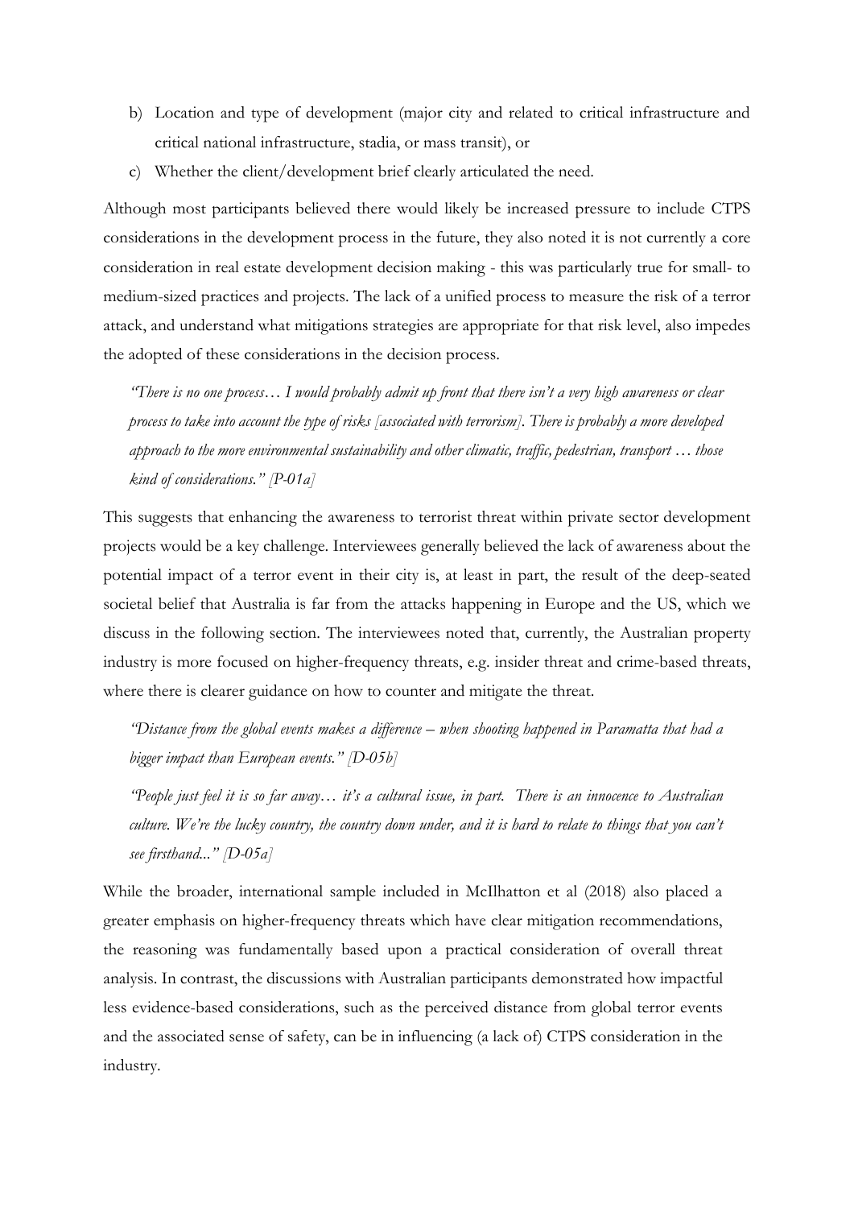b) Location and type of development (major city and related to critical infrastructure and critical national infrastructure, stadia, or mass transit), or
c) Whether the client/development brief clearly articulated the need.

Although most participants believed there would likely be increased pressure to include CTPS considerations in the development process in the future, they also noted it is not currently a core consideration in real estate development decision making - this was particularly true for small- to medium-sized practices and projects. The lack of a unified process to measure the risk of a terror attack, and understand what mitigations strategies are appropriate for that risk level, also impedes the adopted of these considerations in the decision process.

> *"There is no one process… I would probably admit up front that there isn't a very high awareness or clear process to take into account the type of risks [associated with terrorism]. There is probably a more developed approach to the more environmental sustainability and other climatic, traffic, pedestrian, transport … those kind of considerations." [P-01a]*

This suggests that enhancing the awareness to terrorist threat within private sector development projects would be a key challenge. Interviewees generally believed the lack of awareness about the potential impact of a terror event in their city is, at least in part, the result of the deep-seated societal belief that Australia is far from the attacks happening in Europe and the US, which we discuss in the following section. The interviewees noted that, currently, the Australian property industry is more focused on higher-frequency threats, e.g. insider threat and crime-based threats, where there is clearer guidance on how to counter and mitigate the threat.

> *"Distance from the global events makes a difference – when shooting happened in Paramatta that had a bigger impact than European events." [D-05b]*

> *"People just feel it is so far away… it's a cultural issue, in part. There is an innocence to Australian culture. We're the lucky country, the country down under, and it is hard to relate to things that you can't see firsthand..." [D-05a]*

While the broader, international sample included in McIlhatton et al (2018) also placed a greater emphasis on higher-frequency threats which have clear mitigation recommendations, the reasoning was fundamentally based upon a practical consideration of overall threat analysis. In contrast, the discussions with Australian participants demonstrated how impactful less evidence-based considerations, such as the perceived distance from global terror events and the associated sense of safety, can be in influencing (a lack of) CTPS consideration in the industry.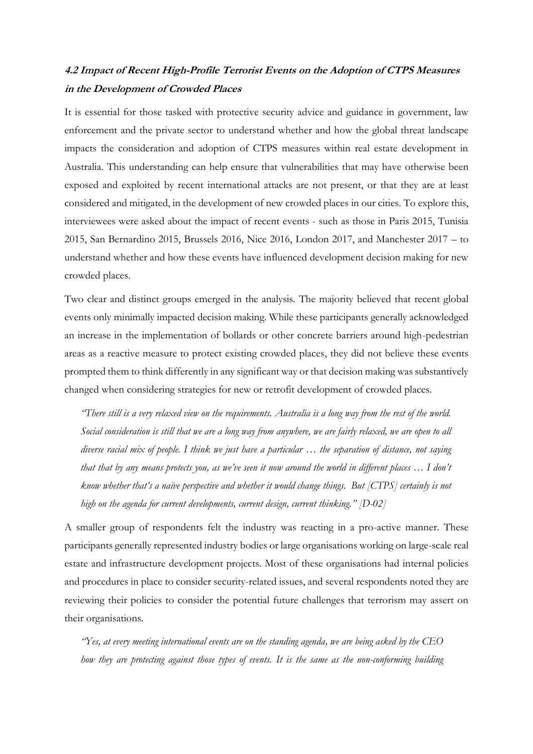### *4.2 Impact of Recent High-Profile Terrorist Events on the Adoption of CTPS Measures in the Development of Crowded Places*

It is essential for those tasked with protective security advice and guidance in government, law enforcement and the private sector to understand whether and how the global threat landscape impacts the consideration and adoption of CTPS measures within real estate development in Australia. This understanding can help ensure that vulnerabilities that may have otherwise been exposed and exploited by recent international attacks are not present, or that they are at least considered and mitigated, in the development of new crowded places in our cities. To explore this, interviewees were asked about the impact of recent events - such as those in Paris 2015, Tunisia 2015, San Bernardino 2015, Brussels 2016, Nice 2016, London 2017, and Manchester 2017 – to understand whether and how these events have influenced development decision making for new crowded places.

Two clear and distinct groups emerged in the analysis. The majority believed that recent global events only minimally impacted decision making. While these participants generally acknowledged an increase in the implementation of bollards or other concrete barriers around high-pedestrian areas as a reactive measure to protect existing crowded places, they did not believe these events prompted them to think differently in any significant way or that decision making was substantively changed when considering strategies for new or retrofit development of crowded places.

> *"There still is a very relaxed view on the requirements. Australia is a long way from the rest of the world. Social consideration is still that we are a long way from anywhere, we are fairly relaxed, we are open to all diverse racial mix of people. I think we just have a particular … the separation of distance, not saying that that by any means protects you, as we've seen it now around the world in different places … I don't know whether that's a naïve perspective and whether it would change things. But [CTPS] certainly is not high on the agenda for current developments, current design, current thinking." [D-02]*

A smaller group of respondents felt the industry was reacting in a pro-active manner. These participants generally represented industry bodies or large organisations working on large-scale real estate and infrastructure development projects. Most of these organisations had internal policies and procedures in place to consider security-related issues, and several respondents noted they are reviewing their policies to consider the potential future challenges that terrorism may assert on their organisations.

> *"Yes, at every meeting international events are on the standing agenda, we are being asked by the CEO how they are protecting against those types of events. It is the same as the non-conforming building*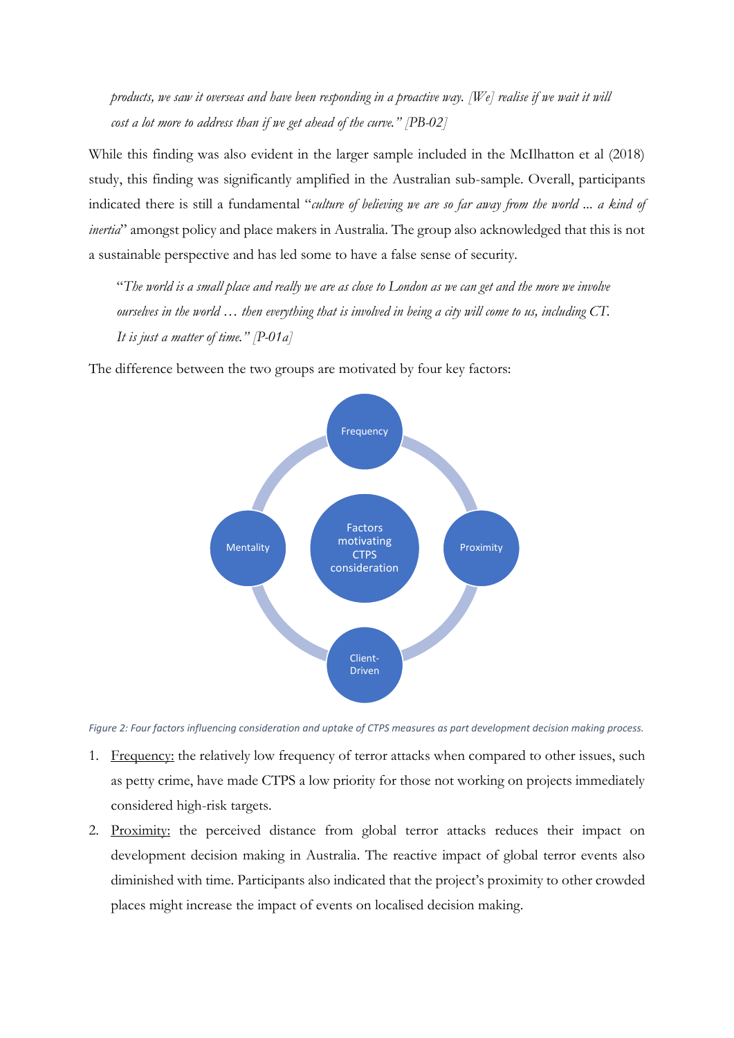*products, we saw it overseas and have been responding in a proactive way. [We] realise if we wait it will cost a lot more to address than if we get ahead of the curve." [PB-02]*

While this finding was also evident in the larger sample included in the McIlhatton et al (2018) study, this finding was significantly amplified in the Australian sub-sample. Overall, participants indicated there is still a fundamental "*culture of believing we are so far away from the world ... a kind of inertia*" amongst policy and place makers in Australia. The group also acknowledged that this is not a sustainable perspective and has led some to have a false sense of security.

"*The world is a small place and really we are as close to London as we can get and the more we involve ourselves in the world … then everything that is involved in being a city will come to us, including CT. It is just a matter of time." [P-01a]*

The difference between the two groups are motivated by four key factors:

Factors motivating CTPS consideration

Frequency

Proximity

Client-Driven

Mentality

*Figure 2: Four factors influencing consideration and uptake of CTPS measures as part development decision making process.*

1. Frequency: the relatively low frequency of terror attacks when compared to other issues, such as petty crime, have made CTPS a low priority for those not working on projects immediately considered high-risk targets.
2. Proximity: the perceived distance from global terror attacks reduces their impact on development decision making in Australia. The reactive impact of global terror events also diminished with time. Participants also indicated that the project's proximity to other crowded places might increase the impact of events on localised decision making.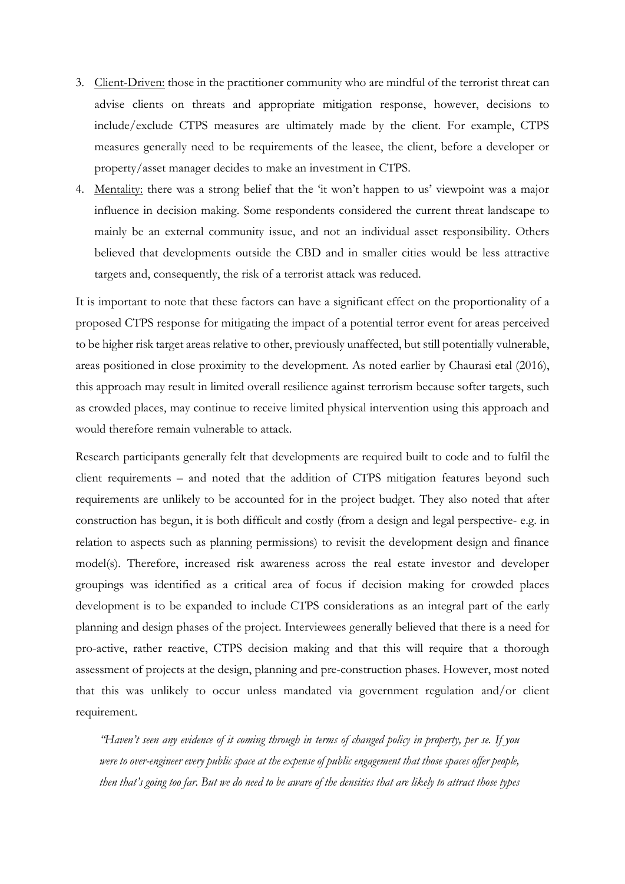3. Client-Driven: those in the practitioner community who are mindful of the terrorist threat can advise clients on threats and appropriate mitigation response, however, decisions to include/exclude CTPS measures are ultimately made by the client. For example, CTPS measures generally need to be requirements of the leasee, the client, before a developer or property/asset manager decides to make an investment in CTPS.
4. Mentality: there was a strong belief that the 'it won't happen to us' viewpoint was a major influence in decision making. Some respondents considered the current threat landscape to mainly be an external community issue, and not an individual asset responsibility. Others believed that developments outside the CBD and in smaller cities would be less attractive targets and, consequently, the risk of a terrorist attack was reduced.

It is important to note that these factors can have a significant effect on the proportionality of a proposed CTPS response for mitigating the impact of a potential terror event for areas perceived to be higher risk target areas relative to other, previously unaffected, but still potentially vulnerable, areas positioned in close proximity to the development. As noted earlier by Chaurasi etal (2016), this approach may result in limited overall resilience against terrorism because softer targets, such as crowded places, may continue to receive limited physical intervention using this approach and would therefore remain vulnerable to attack.

Research participants generally felt that developments are required built to code and to fulfil the client requirements – and noted that the addition of CTPS mitigation features beyond such requirements are unlikely to be accounted for in the project budget. They also noted that after construction has begun, it is both difficult and costly (from a design and legal perspective- e.g. in relation to aspects such as planning permissions) to revisit the development design and finance model(s). Therefore, increased risk awareness across the real estate investor and developer groupings was identified as a critical area of focus if decision making for crowded places development is to be expanded to include CTPS considerations as an integral part of the early planning and design phases of the project. Interviewees generally believed that there is a need for pro-active, rather reactive, CTPS decision making and that this will require that a thorough assessment of projects at the design, planning and pre-construction phases. However, most noted that this was unlikely to occur unless mandated via government regulation and/or client requirement.

*"Haven't seen any evidence of it coming through in terms of changed policy in property, per se. If you were to over-engineer every public space at the expense of public engagement that those spaces offer people, then that's going too far. But we do need to be aware of the densities that are likely to attract those types*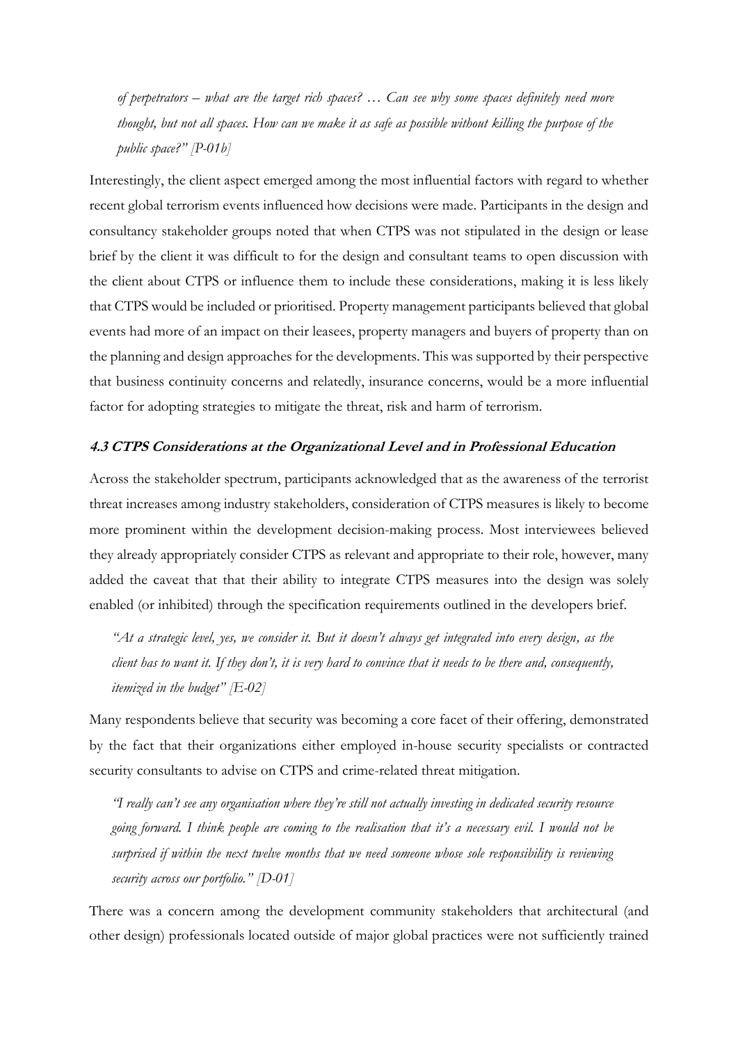*of perpetrators – what are the target rich spaces? … Can see why some spaces definitely need more thought, but not all spaces. How can we make it as safe as possible without killing the purpose of the public space?" [P-01b]*

Interestingly, the client aspect emerged among the most influential factors with regard to whether recent global terrorism events influenced how decisions were made. Participants in the design and consultancy stakeholder groups noted that when CTPS was not stipulated in the design or lease brief by the client it was difficult to for the design and consultant teams to open discussion with the client about CTPS or influence them to include these considerations, making it is less likely that CTPS would be included or prioritised. Property management participants believed that global events had more of an impact on their leasees, property managers and buyers of property than on the planning and design approaches for the developments. This was supported by their perspective that business continuity concerns and relatedly, insurance concerns, would be a more influential factor for adopting strategies to mitigate the threat, risk and harm of terrorism.

#### 4.3 CTPS Considerations at the Organizational Level and in Professional Education

Across the stakeholder spectrum, participants acknowledged that as the awareness of the terrorist threat increases among industry stakeholders, consideration of CTPS measures is likely to become more prominent within the development decision-making process. Most interviewees believed they already appropriately consider CTPS as relevant and appropriate to their role, however, many added the caveat that that their ability to integrate CTPS measures into the design was solely enabled (or inhibited) through the specification requirements outlined in the developers brief.

*"At a strategic level, yes, we consider it. But it doesn't always get integrated into every design, as the client has to want it. If they don't, it is very hard to convince that it needs to be there and, consequently, itemized in the budget" [E-02]*

Many respondents believe that security was becoming a core facet of their offering, demonstrated by the fact that their organizations either employed in-house security specialists or contracted security consultants to advise on CTPS and crime-related threat mitigation.

*"I really can't see any organisation where they're still not actually investing in dedicated security resource going forward. I think people are coming to the realisation that it's a necessary evil. I would not be surprised if within the next twelve months that we need someone whose sole responsibility is reviewing security across our portfolio." [D-01]*

There was a concern among the development community stakeholders that architectural (and other design) professionals located outside of major global practices were not sufficiently trained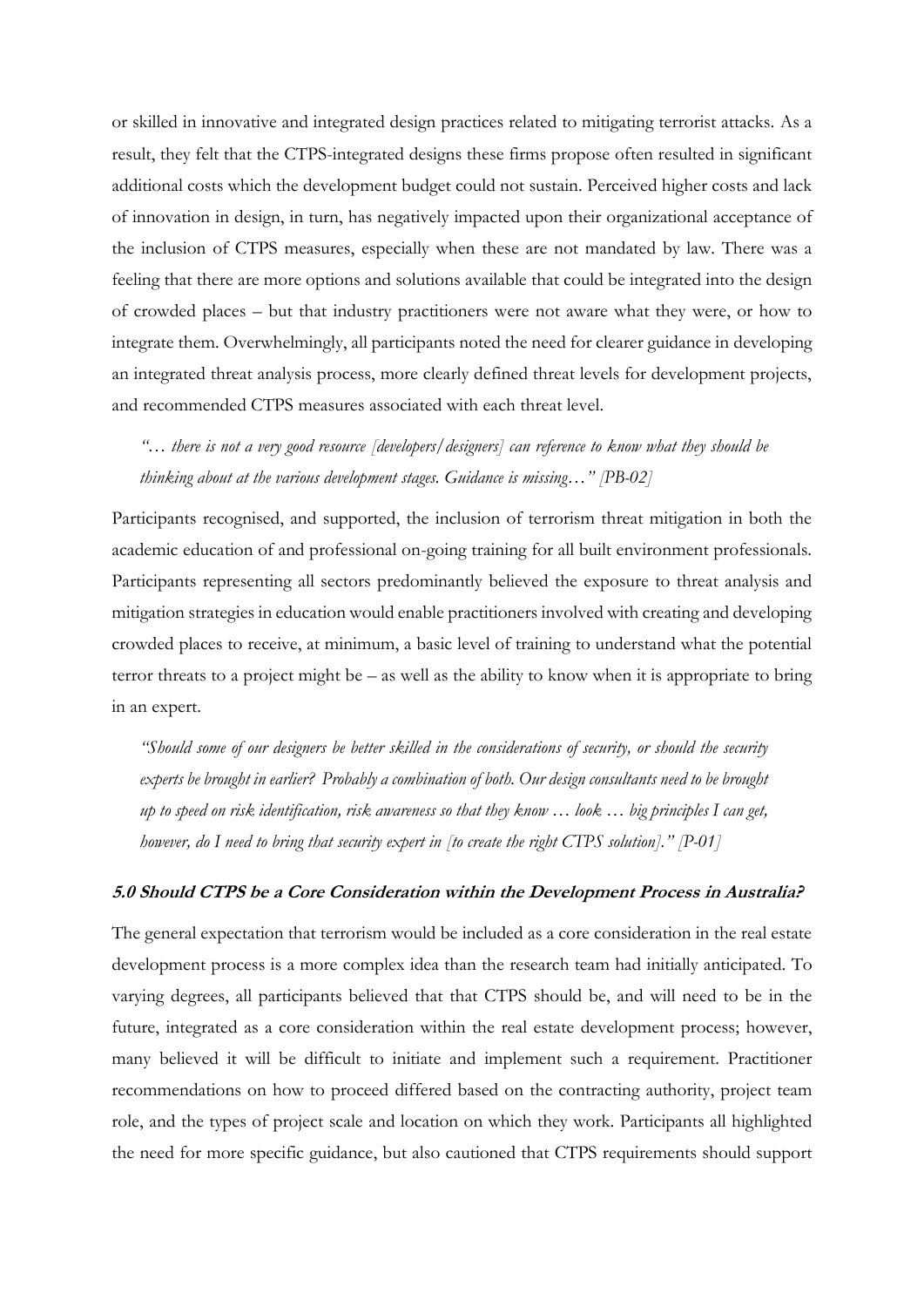or skilled in innovative and integrated design practices related to mitigating terrorist attacks. As a result, they felt that the CTPS-integrated designs these firms propose often resulted in significant additional costs which the development budget could not sustain. Perceived higher costs and lack of innovation in design, in turn, has negatively impacted upon their organizational acceptance of the inclusion of CTPS measures, especially when these are not mandated by law. There was a feeling that there are more options and solutions available that could be integrated into the design of crowded places – but that industry practitioners were not aware what they were, or how to integrate them. Overwhelmingly, all participants noted the need for clearer guidance in developing an integrated threat analysis process, more clearly defined threat levels for development projects, and recommended CTPS measures associated with each threat level.

> *"… there is not a very good resource [developers/designers] can reference to know what they should be thinking about at the various development stages. Guidance is missing…" [PB-02]*

Participants recognised, and supported, the inclusion of terrorism threat mitigation in both the academic education of and professional on-going training for all built environment professionals. Participants representing all sectors predominantly believed the exposure to threat analysis and mitigation strategies in education would enable practitioners involved with creating and developing crowded places to receive, at minimum, a basic level of training to understand what the potential terror threats to a project might be – as well as the ability to know when it is appropriate to bring in an expert.

> *"Should some of our designers be better skilled in the considerations of security, or should the security experts be brought in earlier? Probably a combination of both. Our design consultants need to be brought up to speed on risk identification, risk awareness so that they know … look … big principles I can get, however, do I need to bring that security expert in [to create the right CTPS solution]." [P-01]*

## 5.0 Should CTPS be a Core Consideration within the Development Process in Australia?

The general expectation that terrorism would be included as a core consideration in the real estate development process is a more complex idea than the research team had initially anticipated. To varying degrees, all participants believed that that CTPS should be, and will need to be in the future, integrated as a core consideration within the real estate development process; however, many believed it will be difficult to initiate and implement such a requirement. Practitioner recommendations on how to proceed differed based on the contracting authority, project team role, and the types of project scale and location on which they work. Participants all highlighted the need for more specific guidance, but also cautioned that CTPS requirements should support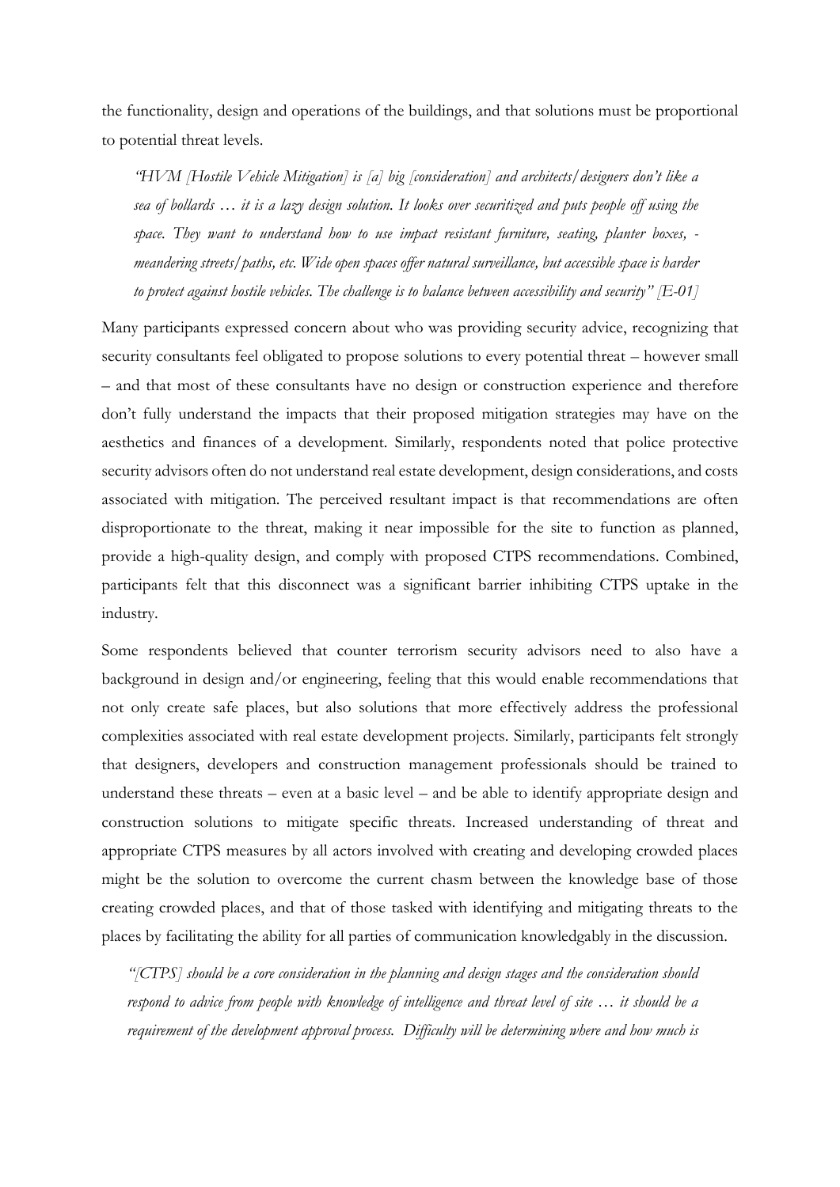the functionality, design and operations of the buildings, and that solutions must be proportional to potential threat levels.

> *"HVM [Hostile Vehicle Mitigation] is [a] big [consideration] and architects/designers don't like a sea of bollards … it is a lazy design solution. It looks over securitized and puts people off using the space. They want to understand how to use impact resistant furniture, seating, planter boxes, -meandering streets/paths, etc. Wide open spaces offer natural surveillance, but accessible space is harder to protect against hostile vehicles. The challenge is to balance between accessibility and security" [E-01]*

Many participants expressed concern about who was providing security advice, recognizing that security consultants feel obligated to propose solutions to every potential threat – however small – and that most of these consultants have no design or construction experience and therefore don't fully understand the impacts that their proposed mitigation strategies may have on the aesthetics and finances of a development. Similarly, respondents noted that police protective security advisors often do not understand real estate development, design considerations, and costs associated with mitigation. The perceived resultant impact is that recommendations are often disproportionate to the threat, making it near impossible for the site to function as planned, provide a high-quality design, and comply with proposed CTPS recommendations. Combined, participants felt that this disconnect was a significant barrier inhibiting CTPS uptake in the industry.

Some respondents believed that counter terrorism security advisors need to also have a background in design and/or engineering, feeling that this would enable recommendations that not only create safe places, but also solutions that more effectively address the professional complexities associated with real estate development projects. Similarly, participants felt strongly that designers, developers and construction management professionals should be trained to understand these threats – even at a basic level – and be able to identify appropriate design and construction solutions to mitigate specific threats. Increased understanding of threat and appropriate CTPS measures by all actors involved with creating and developing crowded places might be the solution to overcome the current chasm between the knowledge base of those creating crowded places, and that of those tasked with identifying and mitigating threats to the places by facilitating the ability for all parties of communication knowledgably in the discussion.

> *"[CTPS] should be a core consideration in the planning and design stages and the consideration should respond to advice from people with knowledge of intelligence and threat level of site … it should be a requirement of the development approval process. Difficulty will be determining where and how much is*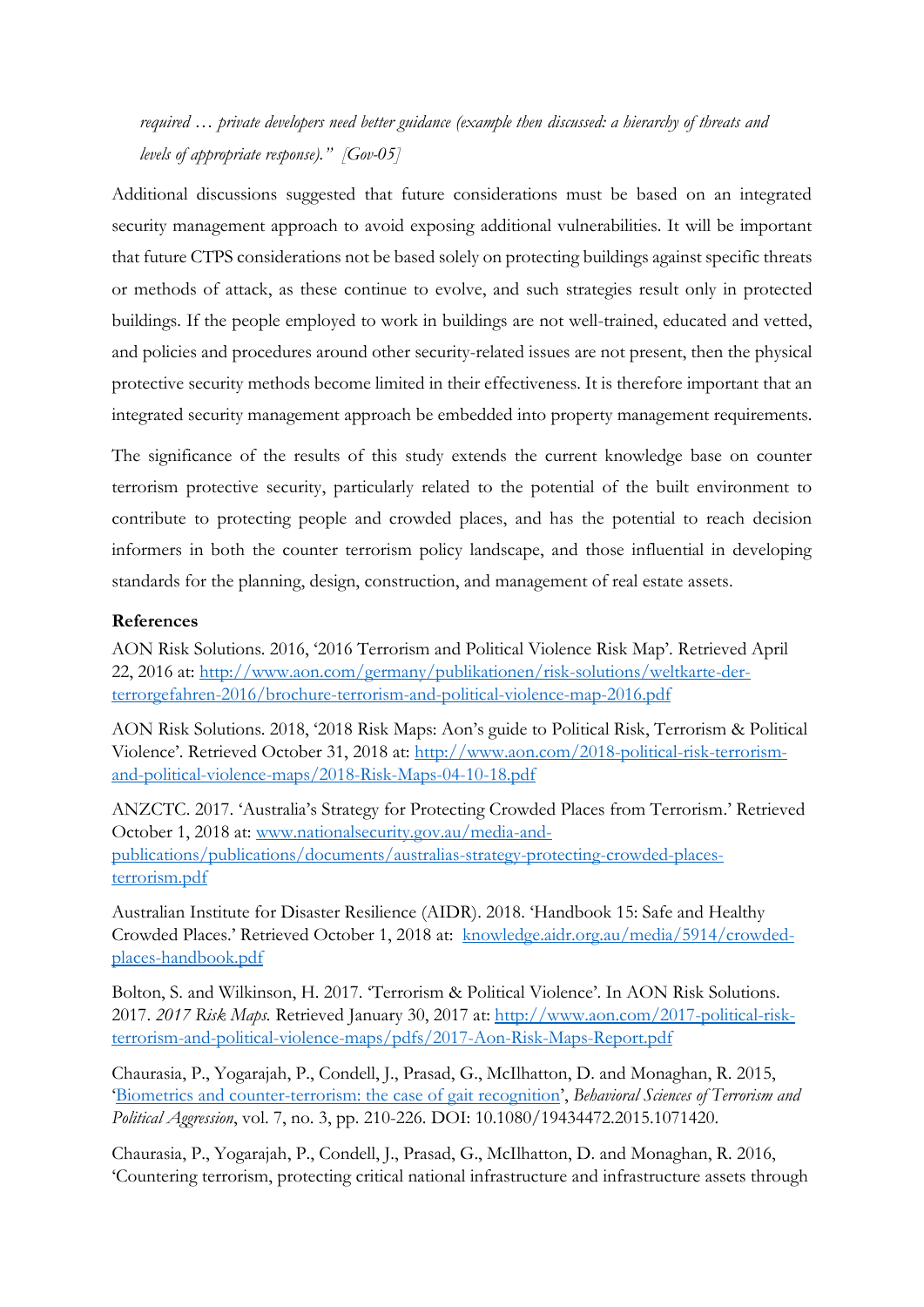*required … private developers need better guidance (example then discussed: a hierarchy of threats and levels of appropriate response)." [Gov-05]*

Additional discussions suggested that future considerations must be based on an integrated security management approach to avoid exposing additional vulnerabilities. It will be important that future CTPS considerations not be based solely on protecting buildings against specific threats or methods of attack, as these continue to evolve, and such strategies result only in protected buildings. If the people employed to work in buildings are not well-trained, educated and vetted, and policies and procedures around other security-related issues are not present, then the physical protective security methods become limited in their effectiveness. It is therefore important that an integrated security management approach be embedded into property management requirements.

The significance of the results of this study extends the current knowledge base on counter terrorism protective security, particularly related to the potential of the built environment to contribute to protecting people and crowded places, and has the potential to reach decision informers in both the counter terrorism policy landscape, and those influential in developing standards for the planning, design, construction, and management of real estate assets.

**References**

AON Risk Solutions. 2016, '2016 Terrorism and Political Violence Risk Map'. Retrieved April 22, 2016 at: http://www.aon.com/germany/publikationen/risk-solutions/weltkarte-der-terrorgefahren-2016/brochure-terrorism-and-political-violence-map-2016.pdf

AON Risk Solutions. 2018, '2018 Risk Maps: Aon's guide to Political Risk, Terrorism & Political Violence'. Retrieved October 31, 2018 at: http://www.aon.com/2018-political-risk-terrorism-and-political-violence-maps/2018-Risk-Maps-04-10-18.pdf

ANZCTC. 2017. 'Australia's Strategy for Protecting Crowded Places from Terrorism.' Retrieved October 1, 2018 at: www.nationalsecurity.gov.au/media-and-publications/publications/documents/australias-strategy-protecting-crowded-places-terrorism.pdf

Australian Institute for Disaster Resilience (AIDR). 2018. 'Handbook 15: Safe and Healthy Crowded Places.' Retrieved October 1, 2018 at: knowledge.aidr.org.au/media/5914/crowded-places-handbook.pdf

Bolton, S. and Wilkinson, H. 2017. 'Terrorism & Political Violence'. In AON Risk Solutions. 2017. *2017 Risk Maps.* Retrieved January 30, 2017 at: http://www.aon.com/2017-political-risk-terrorism-and-political-violence-maps/pdfs/2017-Aon-Risk-Maps-Report.pdf

Chaurasia, P., Yogarajah, P., Condell, J., Prasad, G., McIlhatton, D. and Monaghan, R. 2015, 'Biometrics and counter-terrorism: the case of gait recognition', *Behavioral Sciences of Terrorism and Political Aggression*, vol. 7, no. 3, pp. 210-226. DOI: 10.1080/19434472.2015.1071420.

Chaurasia, P., Yogarajah, P., Condell, J., Prasad, G., McIlhatton, D. and Monaghan, R. 2016, 'Countering terrorism, protecting critical national infrastructure and infrastructure assets through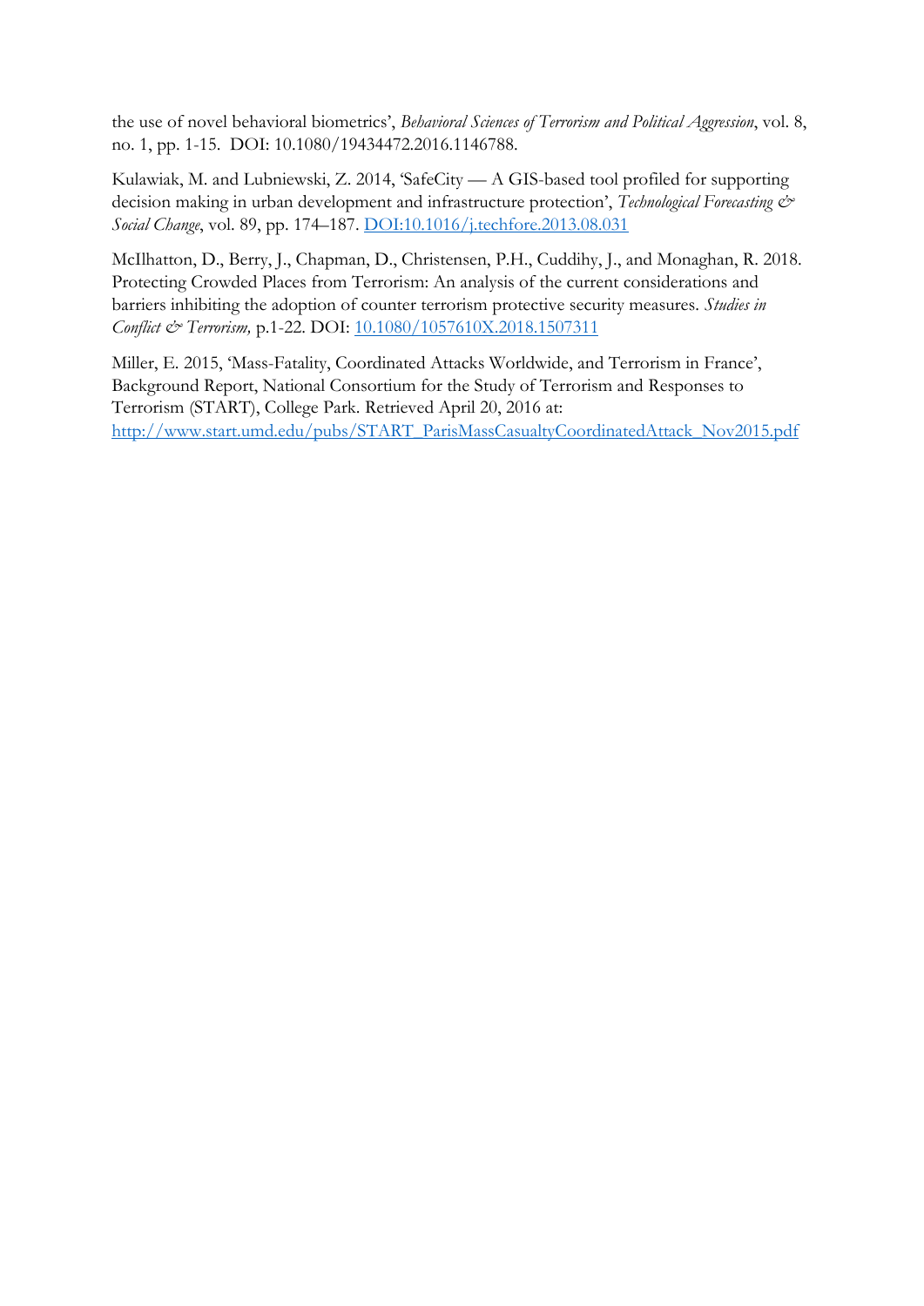the use of novel behavioral biometrics', *Behavioral Sciences of Terrorism and Political Aggression*, vol. 8, no. 1, pp. 1-15. DOI: 10.1080/19434472.2016.1146788.

Kulawiak, M. and Lubniewski, Z. 2014, 'SafeCity — A GIS-based tool profiled for supporting decision making in urban development and infrastructure protection', *Technological Forecasting & Social Change*, vol. 89, pp. 174–187. DOI:10.1016/j.techfore.2013.08.031

McIlhatton, D., Berry, J., Chapman, D., Christensen, P.H., Cuddihy, J., and Monaghan, R. 2018. Protecting Crowded Places from Terrorism: An analysis of the current considerations and barriers inhibiting the adoption of counter terrorism protective security measures. *Studies in Conflict & Terrorism,* p.1-22. DOI: 10.1080/1057610X.2018.1507311

Miller, E. 2015, 'Mass-Fatality, Coordinated Attacks Worldwide, and Terrorism in France', Background Report, National Consortium for the Study of Terrorism and Responses to Terrorism (START), College Park. Retrieved April 20, 2016 at: http://www.start.umd.edu/pubs/START_ParisMassCasualtyCoordinatedAttack_Nov2015.pdf